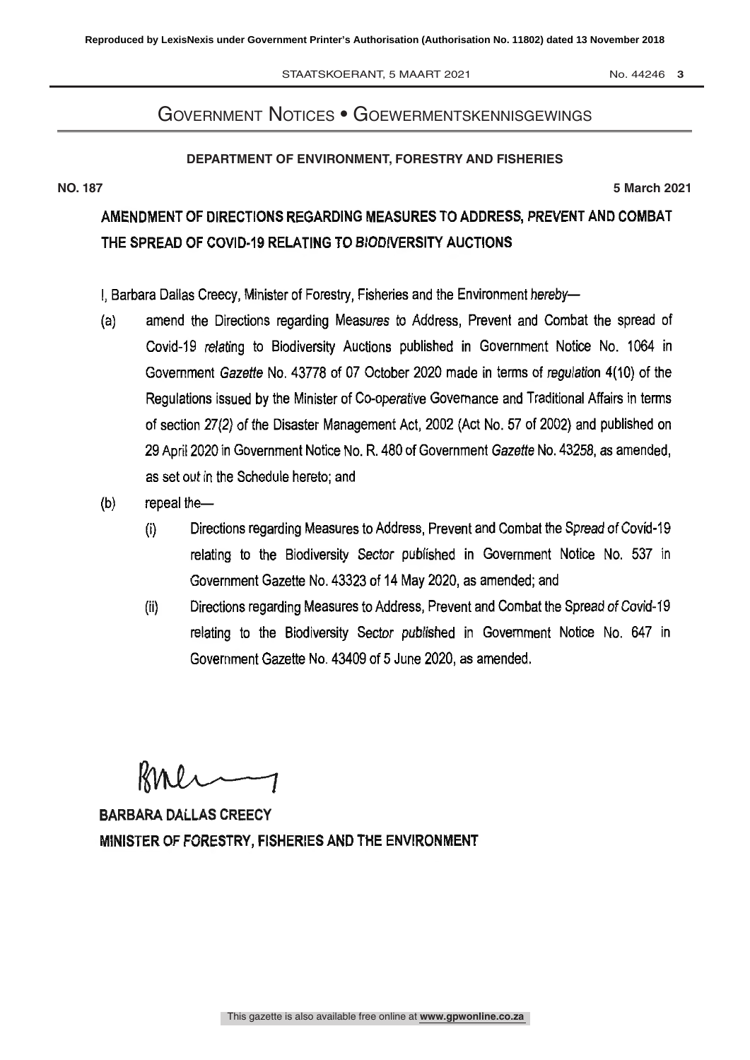# Government Notices • Goewermentskennisgewings

**DEPARTMENT OF ENVIRONMENT, FORESTRY AND FISHERIES**

**NO. 187** **5 March 2021**

## AMENDMENT OF DIRECTIONS REGARDING MEASURES TO ADDRESS, PREVENT AND COMBAT THE SPREAD OF COVID-19 RELATING TO BIODIVERSITY AUCTIONS

I, Barbara Dallas Creecy, Minister of Forestry, Fisheries and the Environment hereby—

(a) amend the Directions regarding Measures to Address, Prevent and Combat the spread of Covid-19 relating to Biodiversity Auctions published in Government Notice No. 1064 in Government *Gazette* No. 43778 of 07 October 2020 made in terms of regulation 4(10) of the Regulations issued by the Minister of Co-operative Governance and Traditional Affairs in terms of section 27(2) of the Disaster Management Act, 2002 (Act No. 57 of 2002) and published on 29 April 2020 in Government Notice No. R. 480 of Government *Gazette* No. 43258, as amended, as set out in the Schedule hereto; and

(b) repeal the—

(i) Directions regarding Measures to Address, Prevent and Combat the Spread of Covid-19 relating to the Biodiversity Sector published in Government Notice No. 537 in Government Gazette No. 43323 of 14 May 2020, as amended; and

(ii) Directions regarding Measures to Address, Prevent and Combat the Spread of Covid-19 relating to the Biodiversity Sector published in Government Notice No. 647 in Government Gazette No. 43409 of 5 June 2020, as amended.

**BARBARA DALLAS CREECY**
**MINISTER OF FORESTRY, FISHERIES AND THE ENVIRONMENT**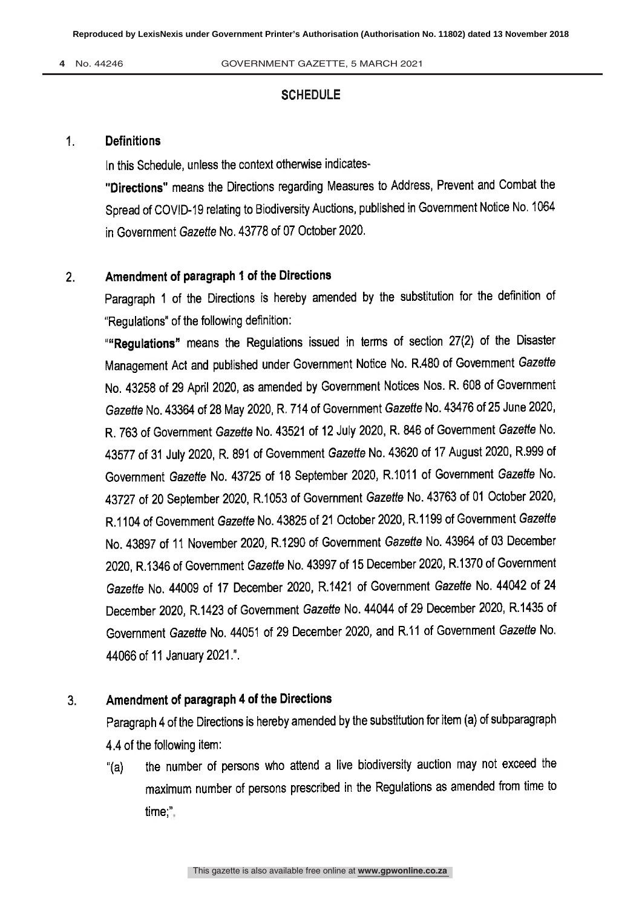## SCHEDULE

### 1. Definitions

In this Schedule, unless the context otherwise indicates-

**"Directions"** means the Directions regarding Measures to Address, Prevent and Combat the Spread of COVID-19 relating to Biodiversity Auctions, published in Government Notice No. 1064 in Government *Gazette* No. 43778 of 07 October 2020.

### 2. Amendment of paragraph 1 of the Directions

Paragraph 1 of the Directions is hereby amended by the substitution for the definition of "Regulations" of the following definition:

""**Regulations"** means the Regulations issued in terms of section 27(2) of the Disaster Management Act and published under Government Notice No. R.480 of Government *Gazette* No. 43258 of 29 April 2020, as amended by Government Notices Nos. R. 608 of Government *Gazette* No. 43364 of 28 May 2020, R. 714 of Government *Gazette* No. 43476 of 25 June 2020, R. 763 of Government *Gazette* No. 43521 of 12 July 2020, R. 846 of Government *Gazette* No. 43577 of 31 July 2020, R. 891 of Government *Gazette* No. 43620 of 17 August 2020, R.999 of Government *Gazette* No. 43725 of 18 September 2020, R.1011 of Government *Gazette* No. 43727 of 20 September 2020, R.1053 of Government *Gazette* No. 43763 of 01 October 2020, R.1104 of Government *Gazette* No. 43825 of 21 October 2020, R.1199 of Government *Gazette* No. 43897 of 11 November 2020, R.1290 of Government *Gazette* No. 43964 of 03 December 2020, R.1346 of Government *Gazette* No. 43997 of 15 December 2020, R.1370 of Government *Gazette* No. 44009 of 17 December 2020, R.1421 of Government *Gazette* No. 44042 of 24 December 2020, R.1423 of Government *Gazette* No. 44044 of 29 December 2020, R.1435 of Government *Gazette* No. 44051 of 29 December 2020, and R.11 of Government *Gazette* No. 44066 of 11 January 2021.".

### 3. Amendment of paragraph 4 of the Directions

Paragraph 4 of the Directions is hereby amended by the substitution for item (a) of subparagraph 4.4 of the following item:

"(a) the number of persons who attend a live biodiversity auction may not exceed the maximum number of persons prescribed in the Regulations as amended from time to time;".